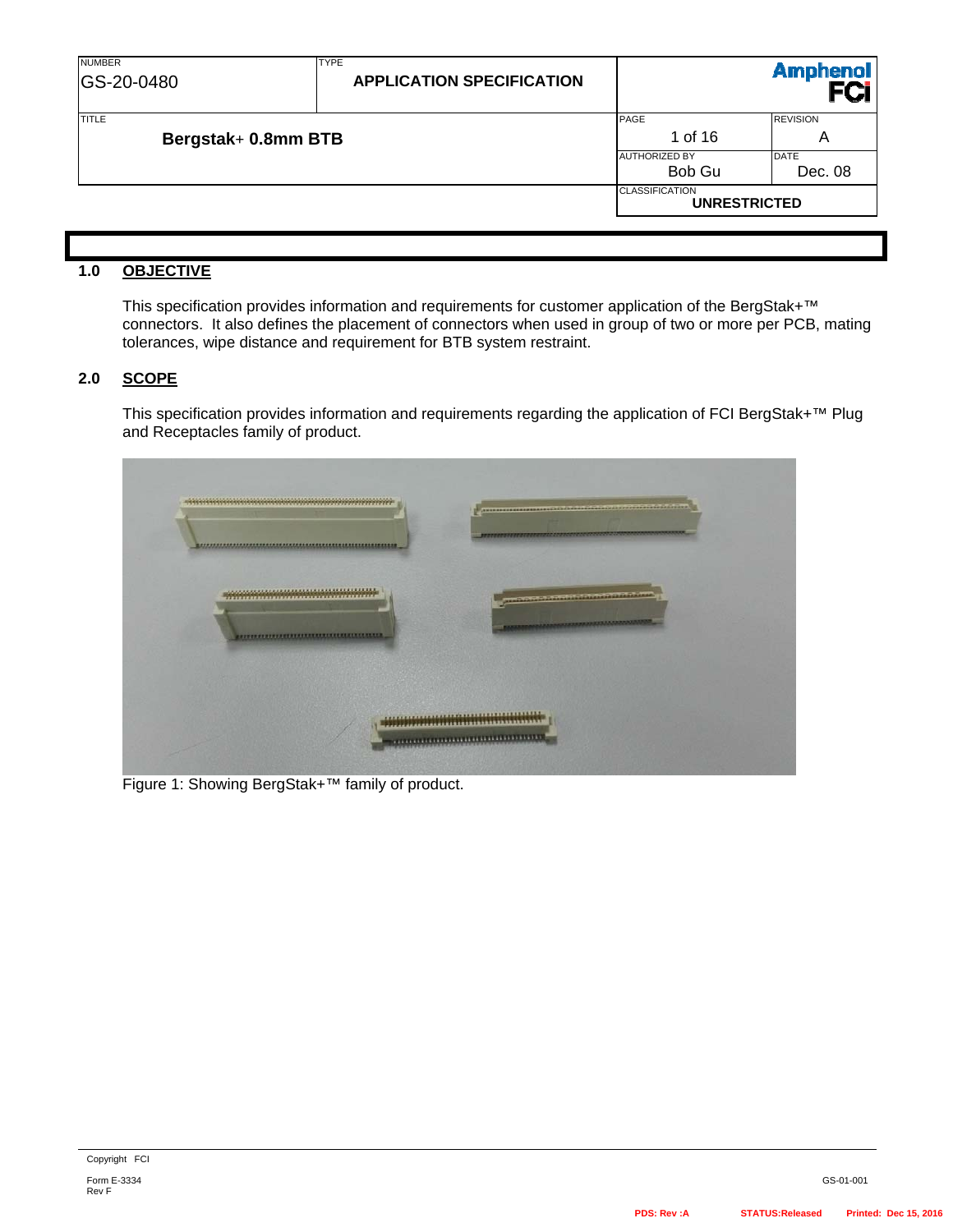| NUMBER | TYPE | |
|---|---|---|
| GS-20-0480 | APPLICATION SPECIFICATION | Amphenol FCi |

| TITLE | PAGE | REVISION |
|---|---|---|
| **Bergstak+ 0.8mm BTB** | 1 of 16 | A |
| | AUTHORIZED BY | DATE |
| | Bob Gu | Dec. 08 |
| | CLASSIFICATION | |
| | **UNRESTRICTED** | |

## 1.0 OBJECTIVE

This specification provides information and requirements for customer application of the BergStak+™ connectors. It also defines the placement of connectors when used in group of two or more per PCB, mating tolerances, wipe distance and requirement for BTB system restraint.

## 2.0 SCOPE

This specification provides information and requirements regarding the application of FCI BergStak+™ Plug and Receptacles family of product.

Figure 1: Showing BergStak+™ family of product.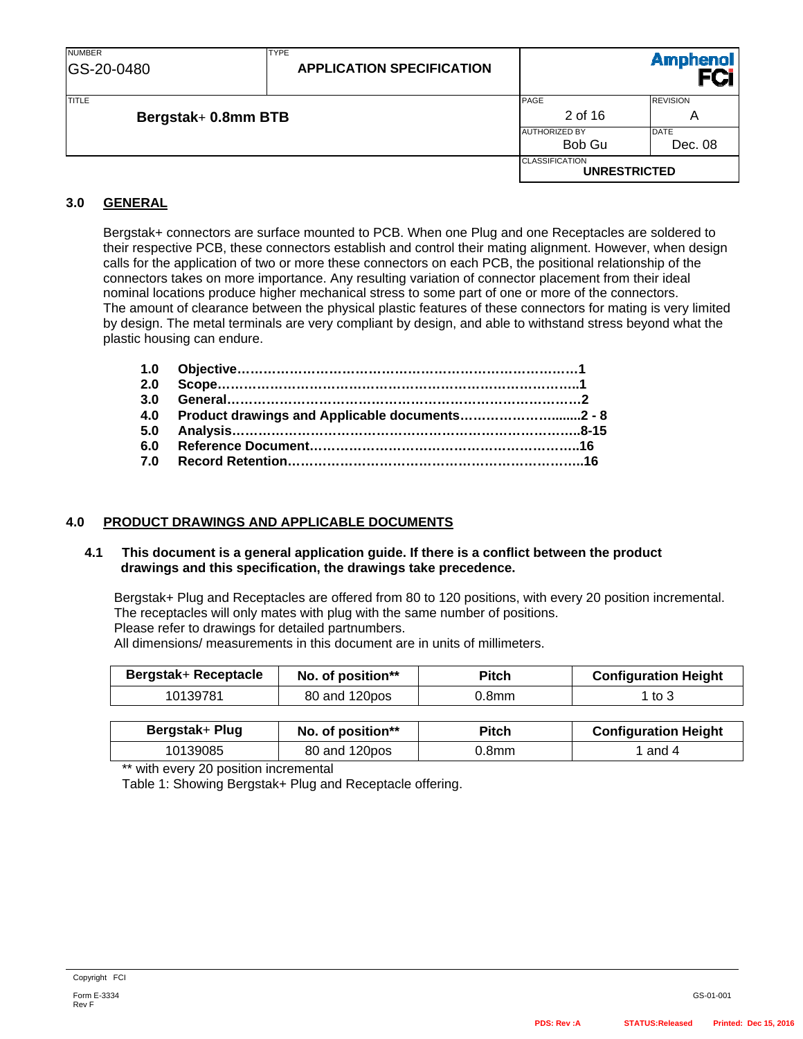## 3.0 GENERAL

Bergstak+ connectors are surface mounted to PCB. When one Plug and one Receptacles are soldered to their respective PCB, these connectors establish and control their mating alignment. However, when design calls for the application of two or more these connectors on each PCB, the positional relationship of the connectors takes on more importance. Any resulting variation of connector placement from their ideal nominal locations produce higher mechanical stress to some part of one or more of the connectors.
The amount of clearance between the physical plastic features of these connectors for mating is very limited by design. The metal terminals are very compliant by design, and able to withstand stress beyond what the plastic housing can endure.

**1.0 Objective……………………………………………………………………1**
**2.0 Scope……………………………………………………………………….1**
**3.0 General……………………………………………………………………2**
**4.0 Product drawings and Applicable documents………………….......2 - 8**
**5.0 Analysis……………………………………………………………………8-15**
**6.0 Reference Document……………………………………………………..16**
**7.0 Record Retention…………………………………………………………..16**

## 4.0 PRODUCT DRAWINGS AND APPLICABLE DOCUMENTS

**4.1 This document is a general application guide. If there is a conflict between the product drawings and this specification, the drawings take precedence.**

Bergstak+ Plug and Receptacles are offered from 80 to 120 positions, with every 20 position incremental.
The receptacles will only mates with plug with the same number of positions.
Please refer to drawings for detailed partnumbers.
All dimensions/ measurements in this document are in units of millimeters.

| Bergstak+ Receptacle | No. of position** | Pitch | Configuration Height |
|---|---|---|---|
| 10139781 | 80 and 120pos | 0.8mm | 1 to 3 |

| Bergstak+ Plug | No. of position** | Pitch | Configuration Height |
|---|---|---|---|
| 10139085 | 80 and 120pos | 0.8mm | 1 and 4 |

** with every 20 position incremental
Table 1: Showing Bergstak+ Plug and Receptacle offering.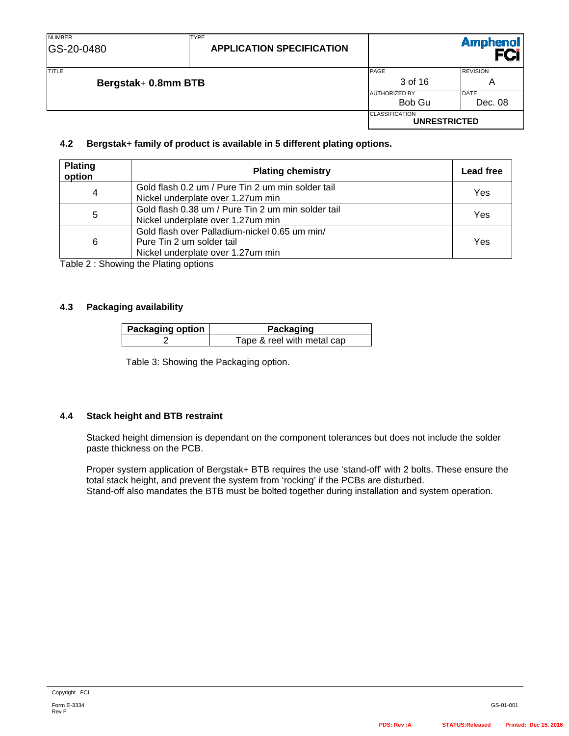### 4.2 Bergstak+ family of product is available in 5 different plating options.

| Plating option | Plating chemistry | Lead free |
| --- | --- | --- |
| 4 | Gold flash 0.2 um / Pure Tin 2 um min solder tail<br>Nickel underplate over 1.27um min | Yes |
| 5 | Gold flash 0.38 um / Pure Tin 2 um min solder tail<br>Nickel underplate over 1.27um min | Yes |
| 6 | Gold flash over Palladium-nickel 0.65 um min/<br>Pure Tin 2 um solder tail<br>Nickel underplate over 1.27um min | Yes |

Table 2 : Showing the Plating options

### 4.3 Packaging availability

| Packaging option | Packaging |
| --- | --- |
| 2 | Tape & reel with metal cap |

Table 3: Showing the Packaging option.

### 4.4 Stack height and BTB restraint

Stacked height dimension is dependant on the component tolerances but does not include the solder paste thickness on the PCB.

Proper system application of Bergstak+ BTB requires the use ‘stand-off’ with 2 bolts. These ensure the total stack height, and prevent the system from ‘rocking’ if the PCBs are disturbed.
Stand-off also mandates the BTB must be bolted together during installation and system operation.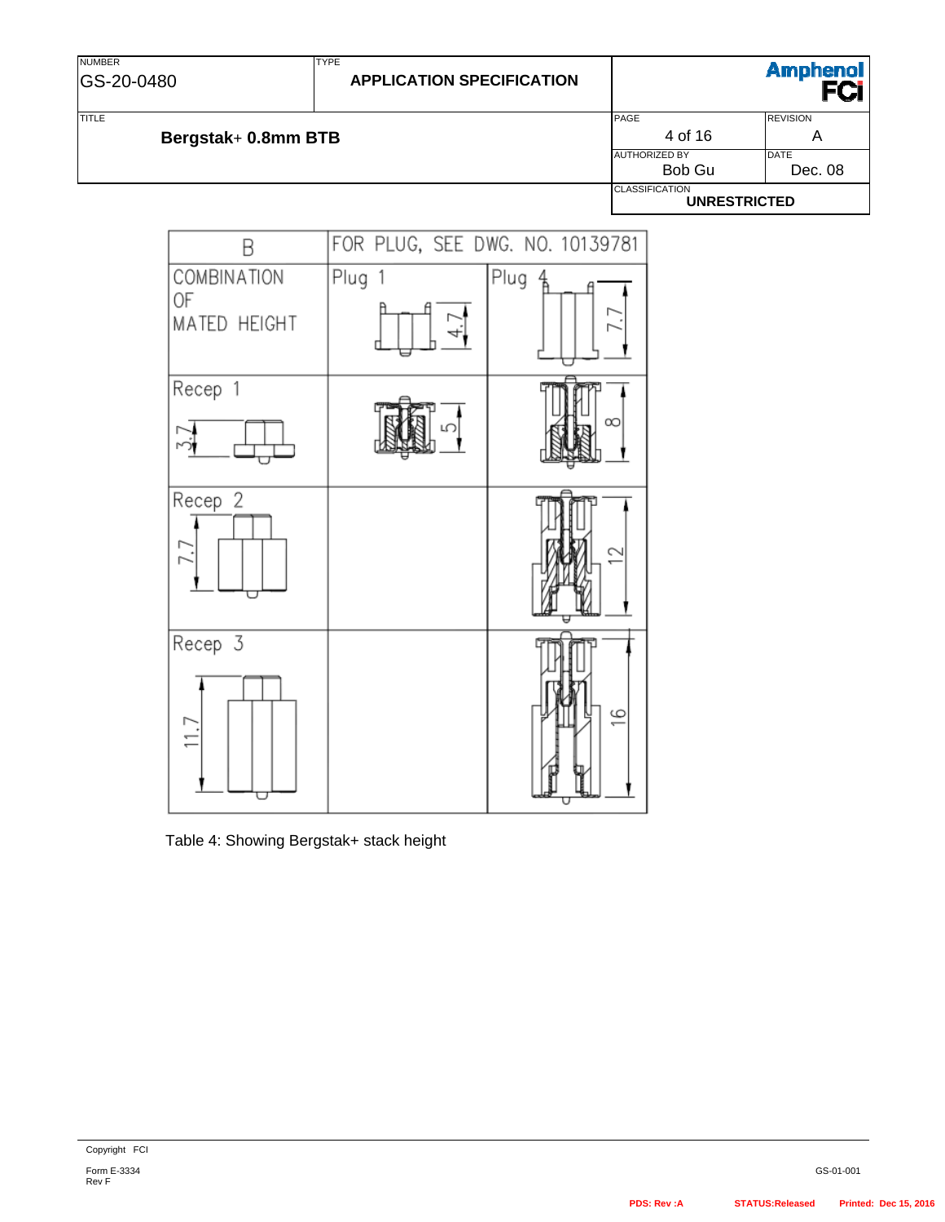| B | FOR PLUG, SEE DWG. NO. 10139781 | |
|---|---|---|
| COMBINATION OF MATED HEIGHT | Plug 1 (4.7) | Plug 4 (7.7) |
| Recep 1 (3.7) | 5 | 8 |
| Recep 2 (7.7) | | 12 |
| Recep 3 (11.7) | | 16 |

Table 4: Showing Bergstak+ stack height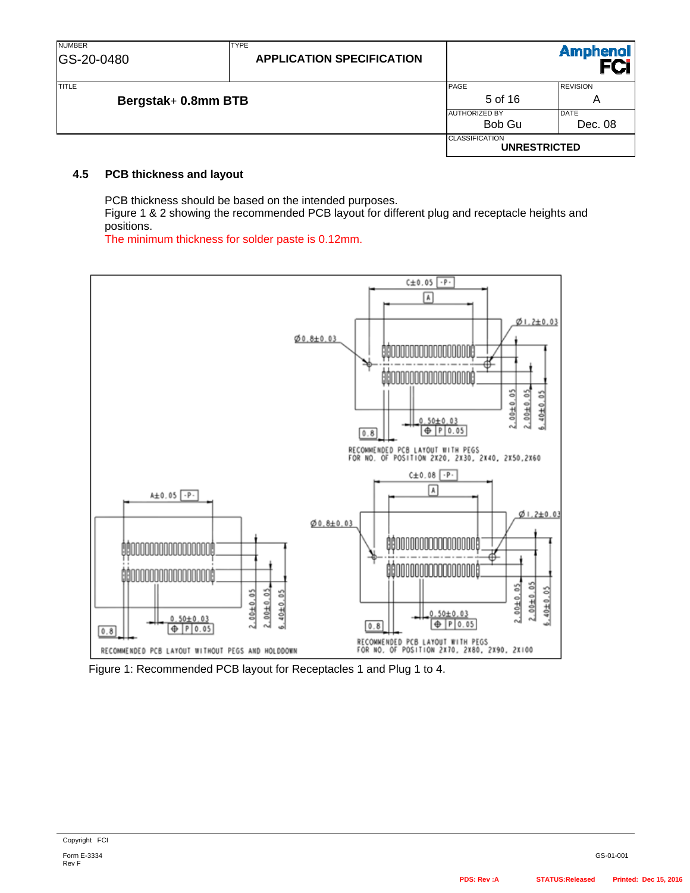## 4.5 PCB thickness and layout

PCB thickness should be based on the intended purposes.
Figure 1 & 2 showing the recommended PCB layout for different plug and receptacle heights and positions.
The minimum thickness for solder paste is 0.12mm.

Figure 1: Recommended PCB layout for Receptacles 1 and Plug 1 to 4.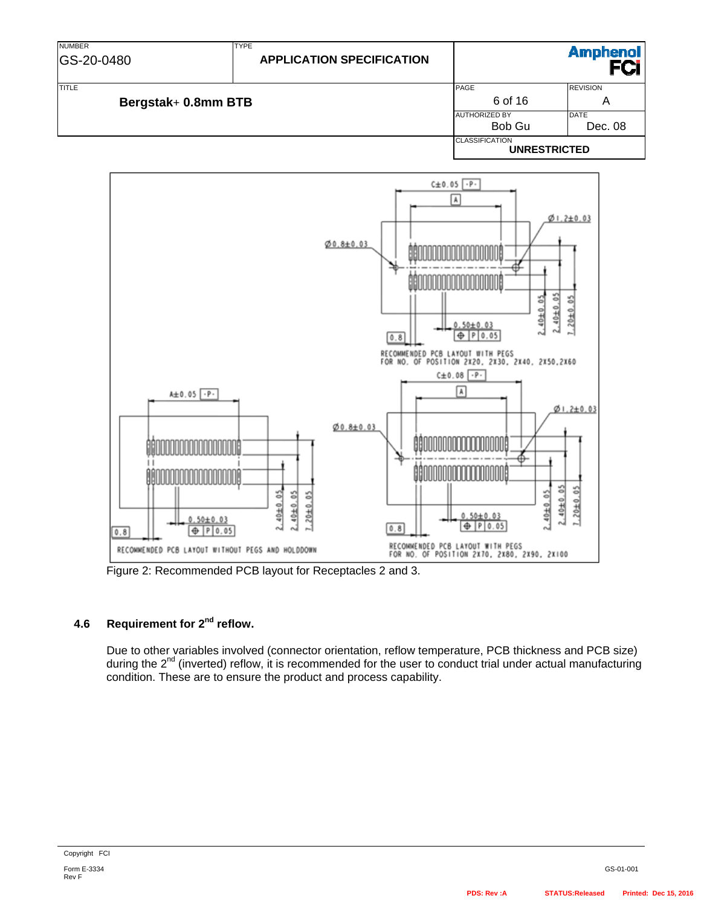Figure 2: Recommended PCB layout for Receptacles 2 and 3.

### 4.6 Requirement for 2nd reflow.

Due to other variables involved (connector orientation, reflow temperature, PCB thickness and PCB size) during the 2nd (inverted) reflow, it is recommended for the user to conduct trial under actual manufacturing condition. These are to ensure the product and process capability.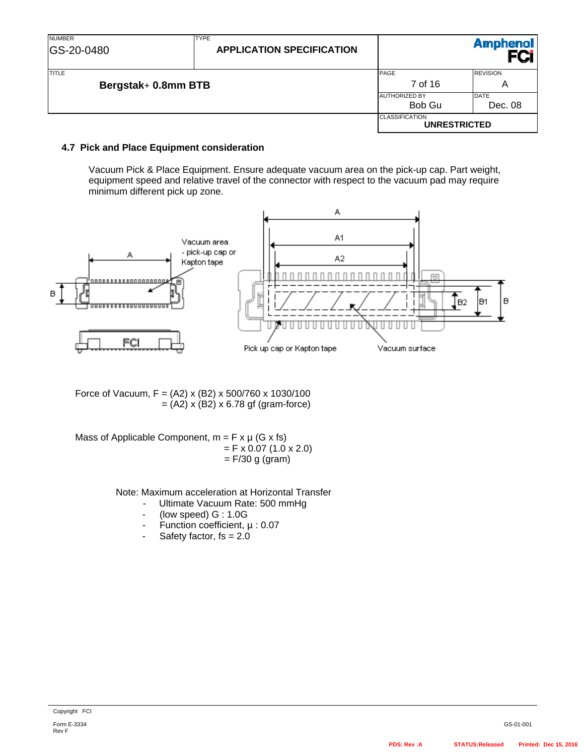### 4.7 Pick and Place Equipment consideration

Vacuum Pick & Place Equipment. Ensure adequate vacuum area on the pick-up cap. Part weight, equipment speed and relative travel of the connector with respect to the vacuum pad may require minimum different pick up zone.

Force of Vacuum, F = (A2) x (B2) x 500/760 x 1030/100
= (A2) x (B2) x 6.78 gf (gram-force)

Mass of Applicable Component, m = F x μ (G x fs)
= F x 0.07 (1.0 x 2.0)
= F/30 g (gram)

Note: Maximum acceleration at Horizontal Transfer

- Ultimate Vacuum Rate: 500 mmHg
- (low speed) G : 1.0G
- Function coefficient, μ : 0.07
- Safety factor, fs = 2.0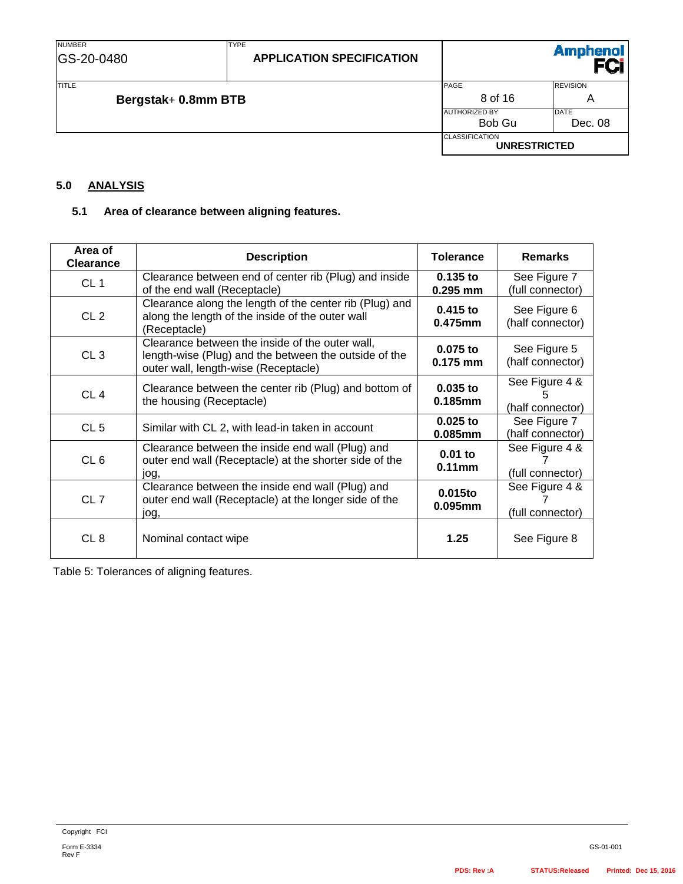## 5.0 ANALYSIS

### 5.1 Area of clearance between aligning features.

| Area of Clearance | Description | Tolerance | Remarks |
|---|---|---|---|
| CL 1 | Clearance between end of center rib (Plug) and inside of the end wall (Receptacle) | **0.135 to 0.295 mm** | See Figure 7 (full connector) |
| CL 2 | Clearance along the length of the center rib (Plug) and along the length of the inside of the outer wall (Receptacle) | **0.415 to 0.475mm** | See Figure 6 (half connector) |
| CL 3 | Clearance between the inside of the outer wall, length-wise (Plug) and the between the outside of the outer wall, length-wise (Receptacle) | **0.075 to 0.175 mm** | See Figure 5 (half connector) |
| CL 4 | Clearance between the center rib (Plug) and bottom of the housing (Receptacle) | **0.035 to 0.185mm** | See Figure 4 & 5 (half connector) |
| CL 5 | Similar with CL 2, with lead-in taken in account | **0.025 to 0.085mm** | See Figure 7 (half connector) |
| CL 6 | Clearance between the inside end wall (Plug) and outer end wall (Receptacle) at the shorter side of the jog, | **0.01 to 0.11mm** | See Figure 4 & 7 (full connector) |
| CL 7 | Clearance between the inside end wall (Plug) and outer end wall (Receptacle) at the longer side of the jog, | **0.015to 0.095mm** | See Figure 4 & 7 (full connector) |
| CL 8 | Nominal contact wipe | **1.25** | See Figure 8 |

Table 5: Tolerances of aligning features.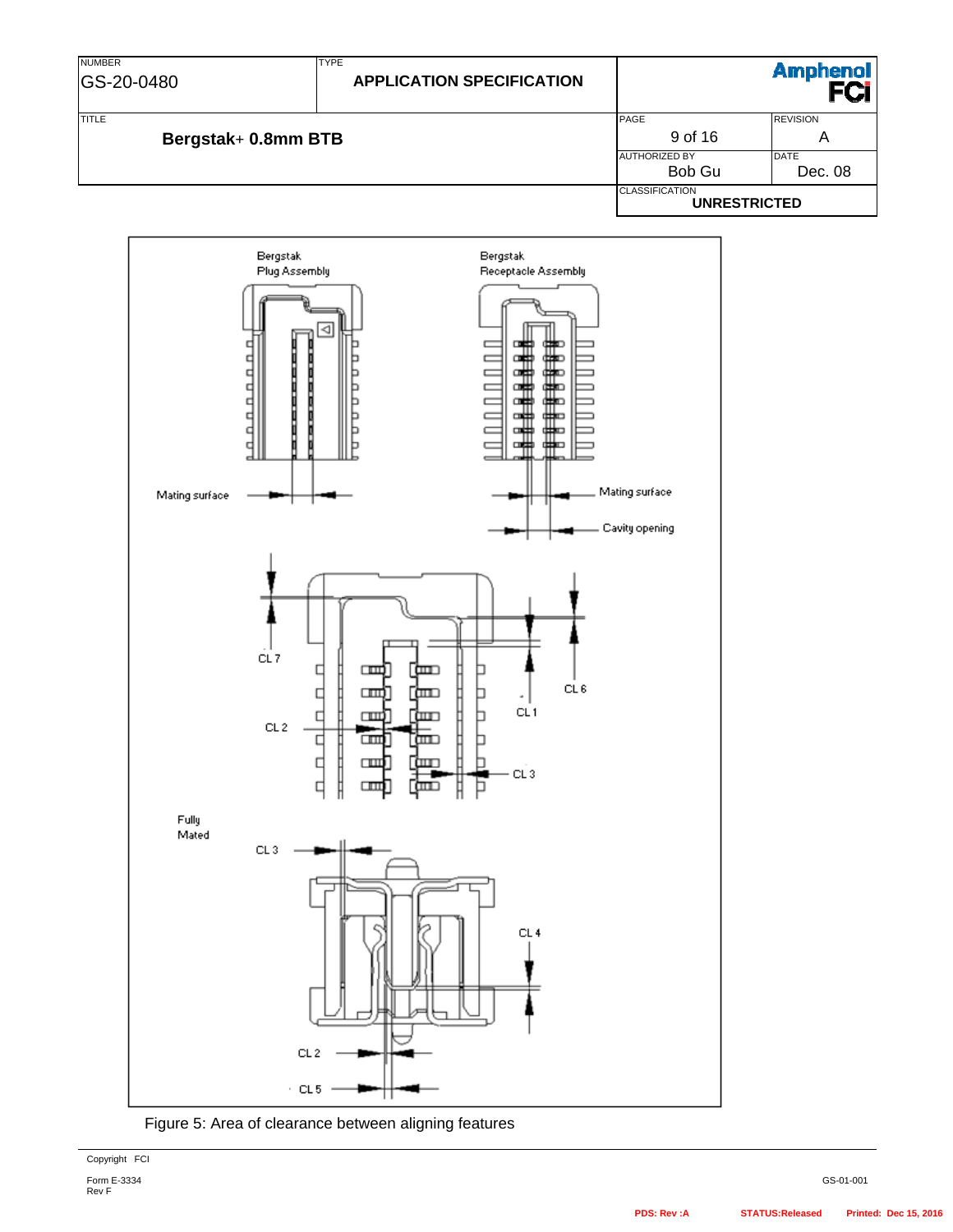Bergstak Plug Assembly

Bergstak Receptacle Assembly

Mating surface

Mating surface

Cavity opening

CL 7

CL 6

CL 1

CL 2

CL 3

Fully Mated

CL 3

CL 4

CL 2

CL 5

Figure 5: Area of clearance between aligning features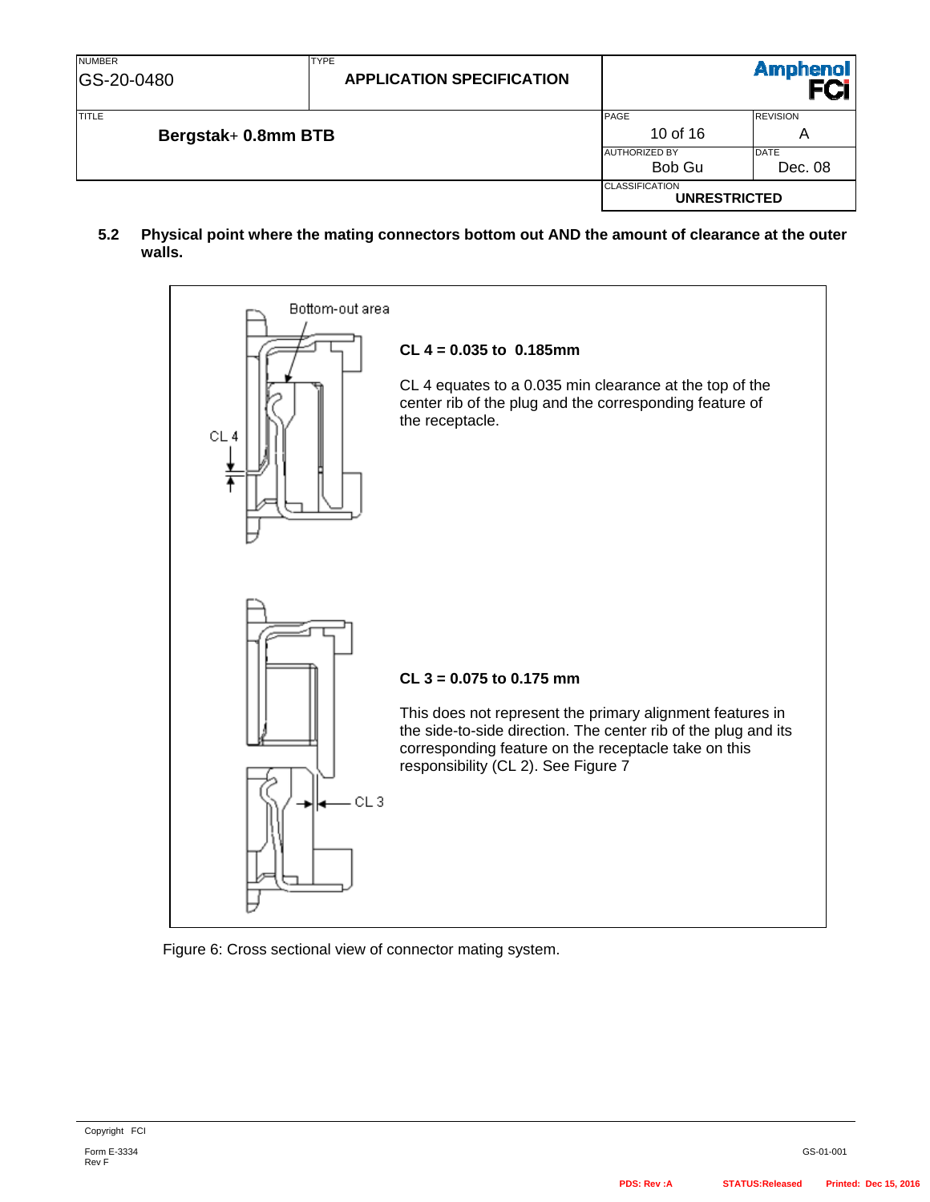## 5.2 Physical point where the mating connectors bottom out AND the amount of clearance at the outer walls.

Bottom-out area

CL 4

**CL 4 = 0.035 to 0.185mm**

CL 4 equates to a 0.035 min clearance at the top of the center rib of the plug and the corresponding feature of the receptacle.

CL 3

**CL 3 = 0.075 to 0.175 mm**

This does not represent the primary alignment features in the side-to-side direction. The center rib of the plug and its corresponding feature on the receptacle take on this responsibility (CL 2). See Figure 7

Figure 6: Cross sectional view of connector mating system.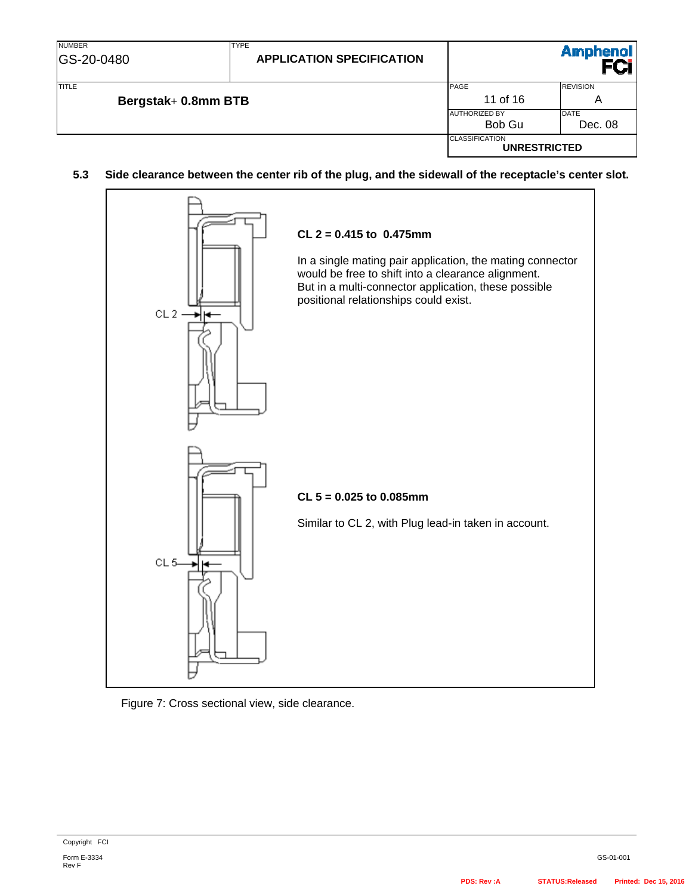### 5.3 Side clearance between the center rib of the plug, and the sidewall of the receptacle's center slot.

**CL 2 = 0.415 to 0.475mm**

In a single mating pair application, the mating connector would be free to shift into a clearance alignment.
But in a multi-connector application, these possible positional relationships could exist.

**CL 5 = 0.025 to 0.085mm**

Similar to CL 2, with Plug lead-in taken in account.

Figure 7: Cross sectional view, side clearance.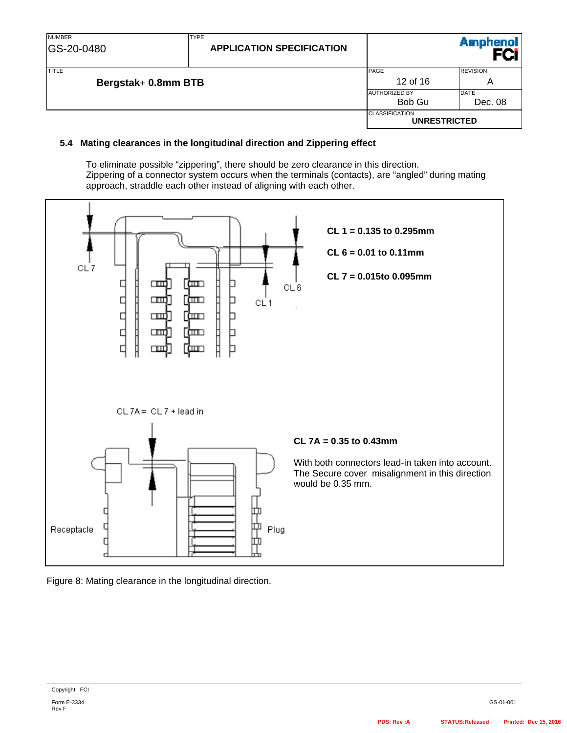## 5.4 Mating clearances in the longitudinal direction and Zippering effect

To eliminate possible “zippering”, there should be zero clearance in this direction.
Zippering of a connector system occurs when the terminals (contacts), are “angled” during mating approach, straddle each other instead of aligning with each other.

CL 7

CL 1

CL 6

**CL 1 = 0.135 to 0.295mm**

**CL 6 = 0.01 to 0.11mm**

**CL 7 = 0.015to 0.095mm**

CL 7A= CL 7 + lead in

Receptacle

Plug

**CL 7A = 0.35 to 0.43mm**

With both connectors lead-in taken into account. The Secure cover misalignment in this direction would be 0.35 mm.

Figure 8: Mating clearance in the longitudinal direction.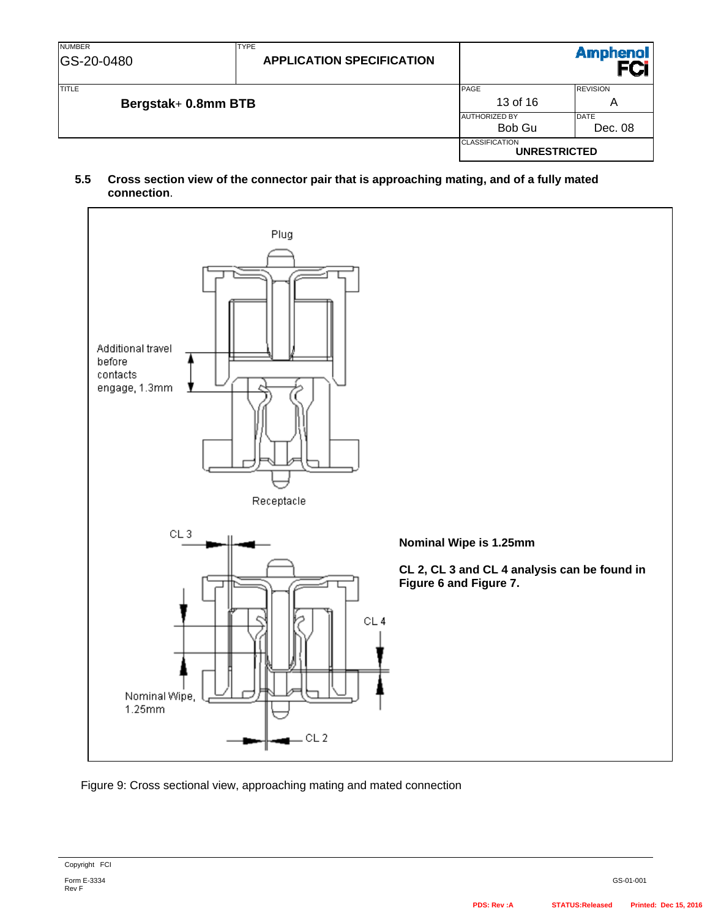### 5.5 Cross section view of the connector pair that is approaching mating, and of a fully mated connection.

Plug

Additional travel before contacts engage, 1.3mm

Receptacle

CL 3

CL 4

Nominal Wipe, 1.25mm

CL 2

**Nominal Wipe is 1.25mm**

**CL 2, CL 3 and CL 4 analysis can be found in Figure 6 and Figure 7.**

Figure 9: Cross sectional view, approaching mating and mated connection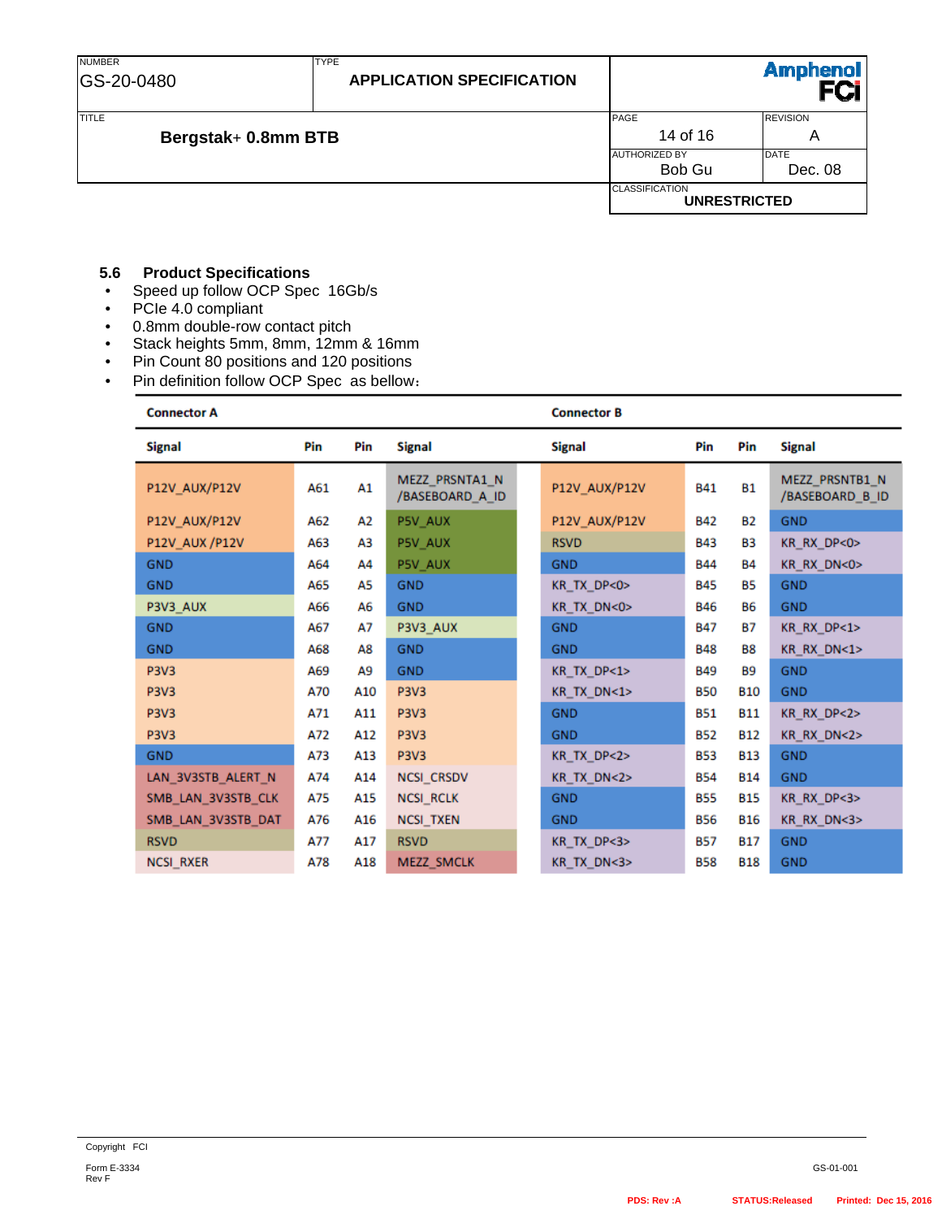### 5.6 Product Specifications

- Speed up follow OCP Spec 16Gb/s
- PCIe 4.0 compliant
- 0.8mm double-row contact pitch
- Stack heights 5mm, 8mm, 12mm & 16mm
- Pin Count 80 positions and 120 positions
- Pin definition follow OCP Spec as bellow：

| Connector A | | | | Connector B | | | |
|---|---|---|---|---|---|---|---|
| **Signal** | **Pin** | **Pin** | **Signal** | **Signal** | **Pin** | **Pin** | **Signal** |
| P12V_AUX/P12V | A61 | A1 | MEZZ_PRSNTA1_N /BASEBOARD_A_ID | P12V_AUX/P12V | B41 | B1 | MEZZ_PRSNTB1_N /BASEBOARD_B_ID |
| P12V_AUX/P12V | A62 | A2 | P5V_AUX | P12V_AUX/P12V | B42 | B2 | GND |
| P12V_AUX /P12V | A63 | A3 | P5V_AUX | RSVD | B43 | B3 | KR_RX_DP<0> |
| GND | A64 | A4 | P5V_AUX | GND | B44 | B4 | KR_RX_DN<0> |
| GND | A65 | A5 | GND | KR_TX_DP<0> | B45 | B5 | GND |
| P3V3_AUX | A66 | A6 | GND | KR_TX_DN<0> | B46 | B6 | GND |
| GND | A67 | A7 | P3V3_AUX | GND | B47 | B7 | KR_RX_DP<1> |
| GND | A68 | A8 | GND | GND | B48 | B8 | KR_RX_DN<1> |
| P3V3 | A69 | A9 | GND | KR_TX_DP<1> | B49 | B9 | GND |
| P3V3 | A70 | A10 | P3V3 | KR_TX_DN<1> | B50 | B10 | GND |
| P3V3 | A71 | A11 | P3V3 | GND | B51 | B11 | KR_RX_DP<2> |
| P3V3 | A72 | A12 | P3V3 | GND | B52 | B12 | KR_RX_DN<2> |
| GND | A73 | A13 | P3V3 | KR_TX_DP<2> | B53 | B13 | GND |
| LAN_3V3STB_ALERT_N | A74 | A14 | NCSI_CRSDV | KR_TX_DN<2> | B54 | B14 | GND |
| SMB_LAN_3V3STB_CLK | A75 | A15 | NCSI_RCLK | GND | B55 | B15 | KR_RX_DP<3> |
| SMB_LAN_3V3STB_DAT | A76 | A16 | NCSI_TXEN | GND | B56 | B16 | KR_RX_DN<3> |
| RSVD | A77 | A17 | RSVD | KR_TX_DP<3> | B57 | B17 | GND |
| NCSI_RXER | A78 | A18 | MEZZ_SMCLK | KR_TX_DN<3> | B58 | B18 | GND |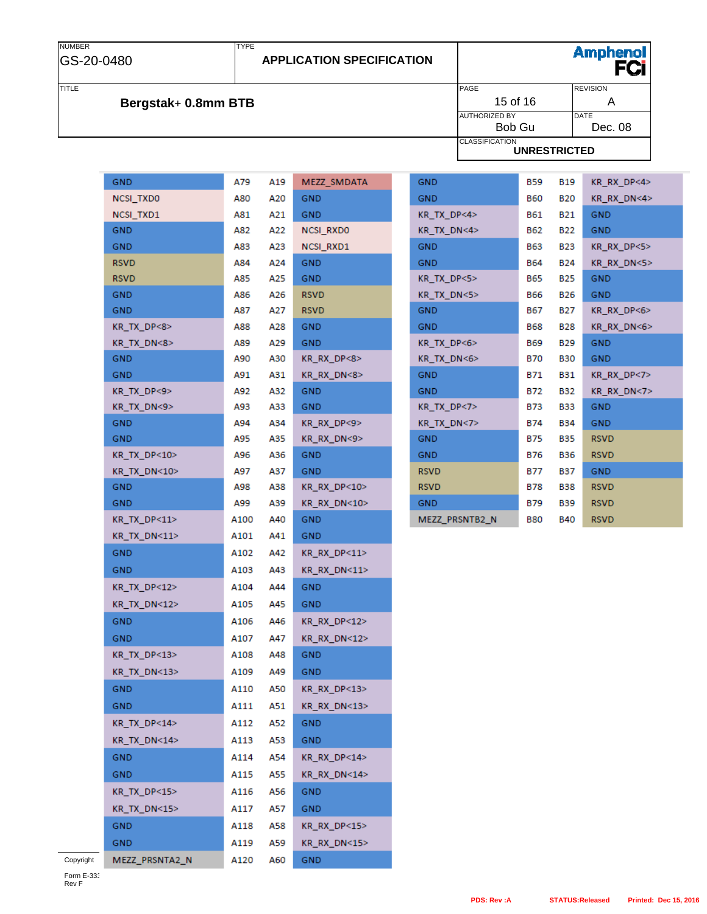| Signal | Pin | Pin | Signal |
|---|---|---|---|
| GND | A79 | A19 | MEZZ_SMDATA |
| NCSI_TXD0 | A80 | A20 | GND |
| NCSI_TXD1 | A81 | A21 | GND |
| GND | A82 | A22 | NCSI_RXD0 |
| GND | A83 | A23 | NCSI_RXD1 |
| RSVD | A84 | A24 | GND |
| RSVD | A85 | A25 | GND |
| GND | A86 | A26 | RSVD |
| GND | A87 | A27 | RSVD |
| KR_TX_DP<8> | A88 | A28 | GND |
| KR_TX_DN<8> | A89 | A29 | GND |
| GND | A90 | A30 | KR_RX_DP<8> |
| GND | A91 | A31 | KR_RX_DN<8> |
| KR_TX_DP<9> | A92 | A32 | GND |
| KR_TX_DN<9> | A93 | A33 | GND |
| GND | A94 | A34 | KR_RX_DP<9> |
| GND | A95 | A35 | KR_RX_DN<9> |
| KR_TX_DP<10> | A96 | A36 | GND |
| KR_TX_DN<10> | A97 | A37 | GND |
| GND | A98 | A38 | KR_RX_DP<10> |
| GND | A99 | A39 | KR_RX_DN<10> |
| KR_TX_DP<11> | A100 | A40 | GND |
| KR_TX_DN<11> | A101 | A41 | GND |
| GND | A102 | A42 | KR_RX_DP<11> |
| GND | A103 | A43 | KR_RX_DN<11> |
| KR_TX_DP<12> | A104 | A44 | GND |
| KR_TX_DN<12> | A105 | A45 | GND |
| GND | A106 | A46 | KR_RX_DP<12> |
| GND | A107 | A47 | KR_RX_DN<12> |
| KR_TX_DP<13> | A108 | A48 | GND |
| KR_TX_DN<13> | A109 | A49 | GND |
| GND | A110 | A50 | KR_RX_DP<13> |
| GND | A111 | A51 | KR_RX_DN<13> |
| KR_TX_DP<14> | A112 | A52 | GND |
| KR_TX_DN<14> | A113 | A53 | GND |
| GND | A114 | A54 | KR_RX_DP<14> |
| GND | A115 | A55 | KR_RX_DN<14> |
| KR_TX_DP<15> | A116 | A56 | GND |
| KR_TX_DN<15> | A117 | A57 | GND |
| GND | A118 | A58 | KR_RX_DP<15> |
| GND | A119 | A59 | KR_RX_DN<15> |
| MEZZ_PRSNTA2_N | A120 | A60 | GND |

| Signal | Pin | Pin | Signal |
|---|---|---|---|
| GND | B59 | B19 | KR_RX_DP<4> |
| GND | B60 | B20 | KR_RX_DN<4> |
| KR_TX_DP<4> | B61 | B21 | GND |
| KR_TX_DN<4> | B62 | B22 | GND |
| GND | B63 | B23 | KR_RX_DP<5> |
| GND | B64 | B24 | KR_RX_DN<5> |
| KR_TX_DP<5> | B65 | B25 | GND |
| KR_TX_DN<5> | B66 | B26 | GND |
| GND | B67 | B27 | KR_RX_DP<6> |
| GND | B68 | B28 | KR_RX_DN<6> |
| KR_TX_DP<6> | B69 | B29 | GND |
| KR_TX_DN<6> | B70 | B30 | GND |
| GND | B71 | B31 | KR_RX_DP<7> |
| GND | B72 | B32 | KR_RX_DN<7> |
| KR_TX_DP<7> | B73 | B33 | GND |
| KR_TX_DN<7> | B74 | B34 | GND |
| GND | B75 | B35 | RSVD |
| GND | B76 | B36 | RSVD |
| RSVD | B77 | B37 | GND |
| RSVD | B78 | B38 | RSVD |
| GND | B79 | B39 | RSVD |
| MEZZ_PRSNTB2_N | B80 | B40 | RSVD |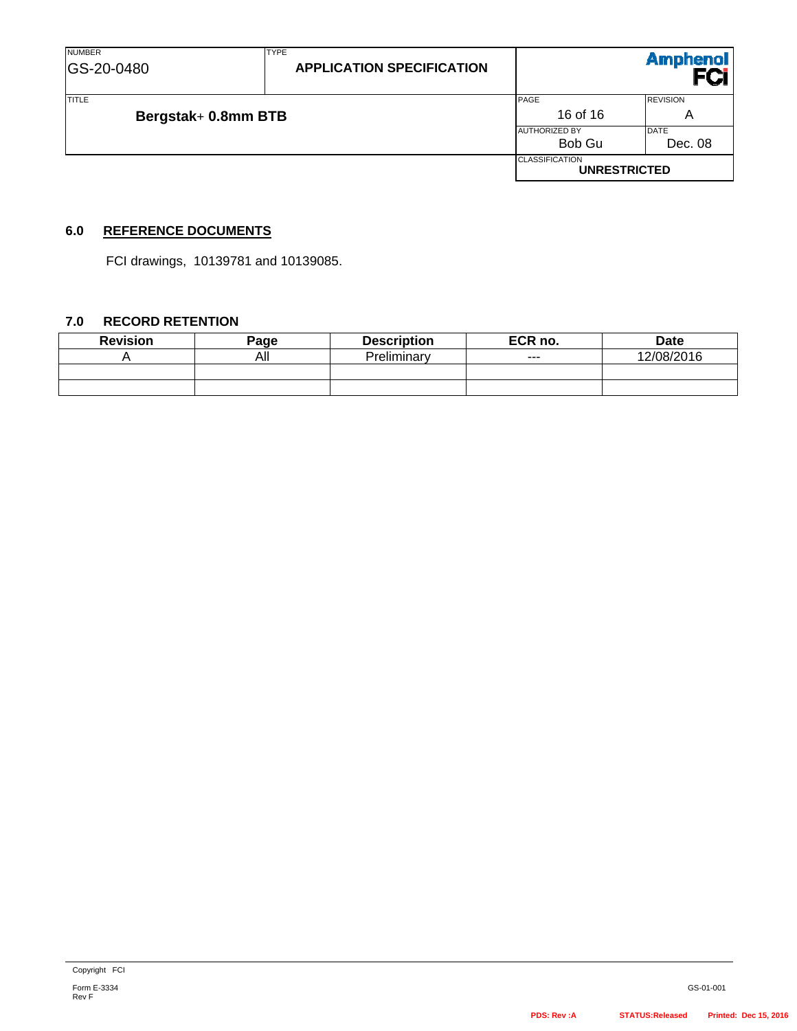## 6.0 REFERENCE DOCUMENTS

FCI drawings, 10139781 and 10139085.

## 7.0 RECORD RETENTION

| Revision | Page | Description | ECR no. | Date |
| --- | --- | --- | --- | --- |
| A | All | Preliminary | --- | 12/08/2016 |
| | | | | |
| | | | | |